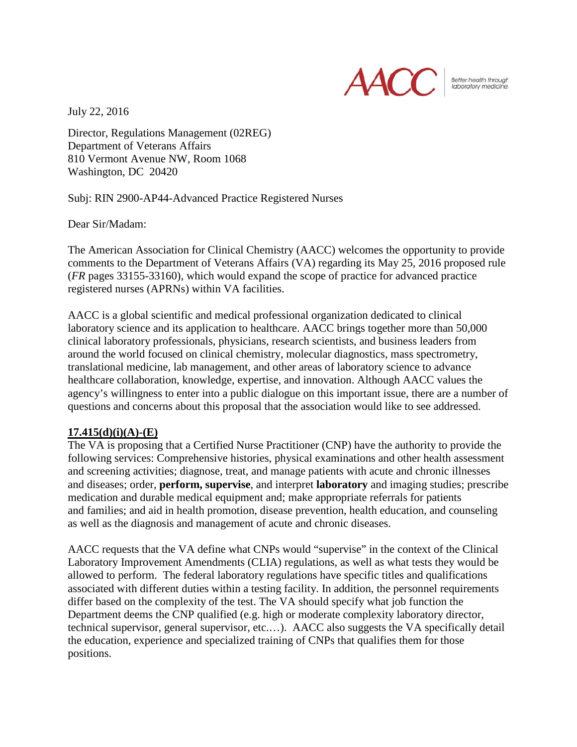AACC | Better health through laboratory medicine.

July 22, 2016

Director, Regulations Management (02REG)
Department of Veterans Affairs
810 Vermont Avenue NW, Room 1068
Washington, DC 20420

Subj: RIN 2900-AP44-Advanced Practice Registered Nurses

Dear Sir/Madam:

The American Association for Clinical Chemistry (AACC) welcomes the opportunity to provide comments to the Department of Veterans Affairs (VA) regarding its May 25, 2016 proposed rule (*FR* pages 33155-33160), which would expand the scope of practice for advanced practice registered nurses (APRNs) within VA facilities.

AACC is a global scientific and medical professional organization dedicated to clinical laboratory science and its application to healthcare. AACC brings together more than 50,000 clinical laboratory professionals, physicians, research scientists, and business leaders from around the world focused on clinical chemistry, molecular diagnostics, mass spectrometry, translational medicine, lab management, and other areas of laboratory science to advance healthcare collaboration, knowledge, expertise, and innovation. Although AACC values the agency's willingness to enter into a public dialogue on this important issue, there are a number of questions and concerns about this proposal that the association would like to see addressed.

**17.415(d)(i)(A)-(E)**

The VA is proposing that a Certified Nurse Practitioner (CNP) have the authority to provide the following services: Comprehensive histories, physical examinations and other health assessment and screening activities; diagnose, treat, and manage patients with acute and chronic illnesses and diseases; order, **perform, supervise**, and interpret **laboratory** and imaging studies; prescribe medication and durable medical equipment and; make appropriate referrals for patients and families; and aid in health promotion, disease prevention, health education, and counseling as well as the diagnosis and management of acute and chronic diseases.

AACC requests that the VA define what CNPs would "supervise" in the context of the Clinical Laboratory Improvement Amendments (CLIA) regulations, as well as what tests they would be allowed to perform. The federal laboratory regulations have specific titles and qualifications associated with different duties within a testing facility. In addition, the personnel requirements differ based on the complexity of the test. The VA should specify what job function the Department deems the CNP qualified (e.g. high or moderate complexity laboratory director, technical supervisor, general supervisor, etc.…). AACC also suggests the VA specifically detail the education, experience and specialized training of CNPs that qualifies them for those positions.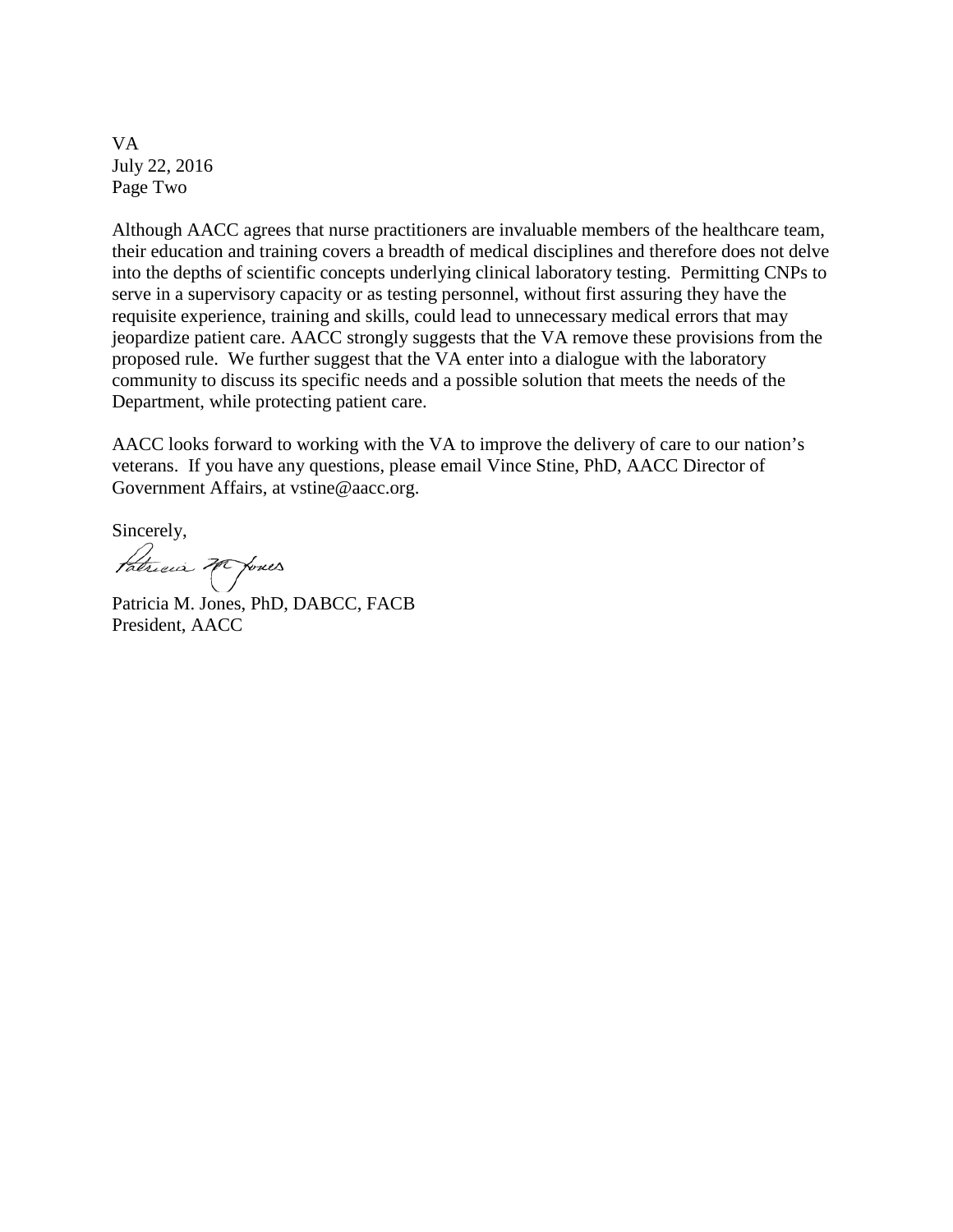Although AACC agrees that nurse practitioners are invaluable members of the healthcare team, their education and training covers a breadth of medical disciplines and therefore does not delve into the depths of scientific concepts underlying clinical laboratory testing. Permitting CNPs to serve in a supervisory capacity or as testing personnel, without first assuring they have the requisite experience, training and skills, could lead to unnecessary medical errors that may jeopardize patient care. AACC strongly suggests that the VA remove these provisions from the proposed rule. We further suggest that the VA enter into a dialogue with the laboratory community to discuss its specific needs and a possible solution that meets the needs of the Department, while protecting patient care.

AACC looks forward to working with the VA to improve the delivery of care to our nation's veterans. If you have any questions, please email Vince Stine, PhD, AACC Director of Government Affairs, at vstine@aacc.org.

Sincerely,

Patricia M. Jones, PhD, DABCC, FACB
President, AACC